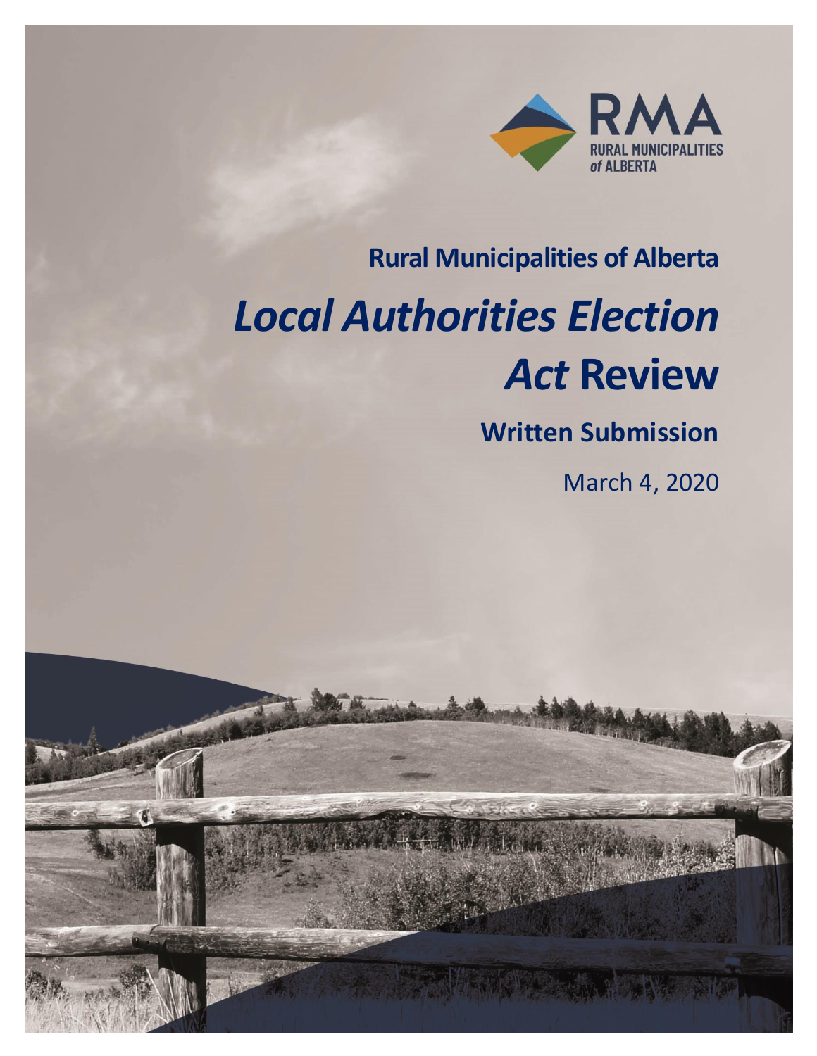RMA
RURAL MUNICIPALITIES of ALBERTA

**Rural Municipalities of Alberta**

# *Local Authorities Election Act* Review

**Written Submission**

March 4, 2020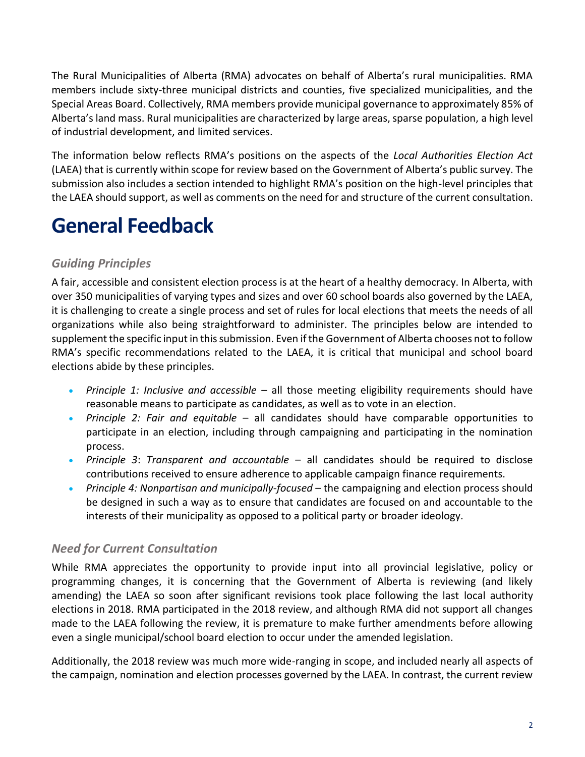The Rural Municipalities of Alberta (RMA) advocates on behalf of Alberta's rural municipalities. RMA members include sixty-three municipal districts and counties, five specialized municipalities, and the Special Areas Board. Collectively, RMA members provide municipal governance to approximately 85% of Alberta's land mass. Rural municipalities are characterized by large areas, sparse population, a high level of industrial development, and limited services.

The information below reflects RMA's positions on the aspects of the *Local Authorities Election Act* (LAEA) that is currently within scope for review based on the Government of Alberta's public survey. The submission also includes a section intended to highlight RMA's position on the high-level principles that the LAEA should support, as well as comments on the need for and structure of the current consultation.

# General Feedback

### *Guiding Principles*

A fair, accessible and consistent election process is at the heart of a healthy democracy. In Alberta, with over 350 municipalities of varying types and sizes and over 60 school boards also governed by the LAEA, it is challenging to create a single process and set of rules for local elections that meets the needs of all organizations while also being straightforward to administer. The principles below are intended to supplement the specific input in this submission. Even if the Government of Alberta chooses not to follow RMA's specific recommendations related to the LAEA, it is critical that municipal and school board elections abide by these principles.

- *Principle 1: Inclusive and accessible* – all those meeting eligibility requirements should have reasonable means to participate as candidates, as well as to vote in an election.
- *Principle 2: Fair and equitable* – all candidates should have comparable opportunities to participate in an election, including through campaigning and participating in the nomination process.
- *Principle 3*: *Transparent and accountable* – all candidates should be required to disclose contributions received to ensure adherence to applicable campaign finance requirements.
- *Principle 4: Nonpartisan and municipally-focused* – the campaigning and election process should be designed in such a way as to ensure that candidates are focused on and accountable to the interests of their municipality as opposed to a political party or broader ideology.

### *Need for Current Consultation*

While RMA appreciates the opportunity to provide input into all provincial legislative, policy or programming changes, it is concerning that the Government of Alberta is reviewing (and likely amending) the LAEA so soon after significant revisions took place following the last local authority elections in 2018. RMA participated in the 2018 review, and although RMA did not support all changes made to the LAEA following the review, it is premature to make further amendments before allowing even a single municipal/school board election to occur under the amended legislation.

Additionally, the 2018 review was much more wide-ranging in scope, and included nearly all aspects of the campaign, nomination and election processes governed by the LAEA. In contrast, the current review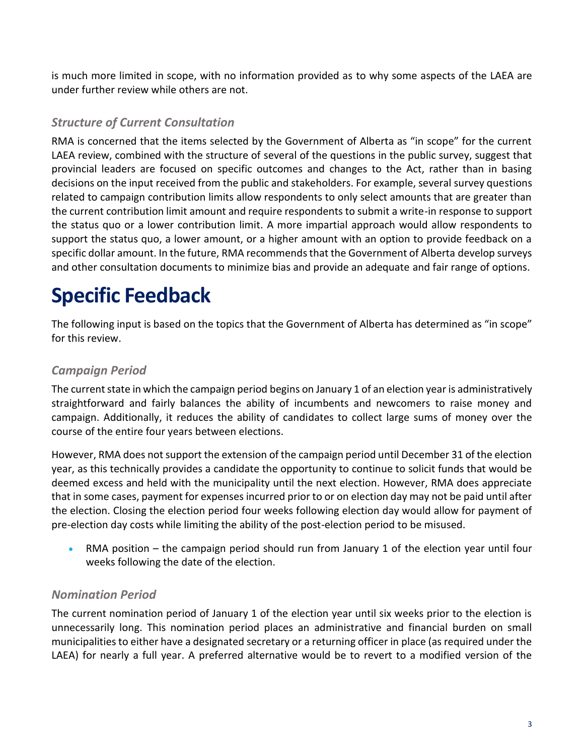is much more limited in scope, with no information provided as to why some aspects of the LAEA are under further review while others are not.

### *Structure of Current Consultation*

RMA is concerned that the items selected by the Government of Alberta as "in scope" for the current LAEA review, combined with the structure of several of the questions in the public survey, suggest that provincial leaders are focused on specific outcomes and changes to the Act, rather than in basing decisions on the input received from the public and stakeholders. For example, several survey questions related to campaign contribution limits allow respondents to only select amounts that are greater than the current contribution limit amount and require respondents to submit a write-in response to support the status quo or a lower contribution limit. A more impartial approach would allow respondents to support the status quo, a lower amount, or a higher amount with an option to provide feedback on a specific dollar amount. In the future, RMA recommends that the Government of Alberta develop surveys and other consultation documents to minimize bias and provide an adequate and fair range of options.

# Specific Feedback

The following input is based on the topics that the Government of Alberta has determined as "in scope" for this review.

### *Campaign Period*

The current state in which the campaign period begins on January 1 of an election year is administratively straightforward and fairly balances the ability of incumbents and newcomers to raise money and campaign. Additionally, it reduces the ability of candidates to collect large sums of money over the course of the entire four years between elections.

However, RMA does not support the extension of the campaign period until December 31 of the election year, as this technically provides a candidate the opportunity to continue to solicit funds that would be deemed excess and held with the municipality until the next election. However, RMA does appreciate that in some cases, payment for expenses incurred prior to or on election day may not be paid until after the election. Closing the election period four weeks following election day would allow for payment of pre-election day costs while limiting the ability of the post-election period to be misused.

- RMA position – the campaign period should run from January 1 of the election year until four weeks following the date of the election.

### *Nomination Period*

The current nomination period of January 1 of the election year until six weeks prior to the election is unnecessarily long. This nomination period places an administrative and financial burden on small municipalities to either have a designated secretary or a returning officer in place (as required under the LAEA) for nearly a full year. A preferred alternative would be to revert to a modified version of the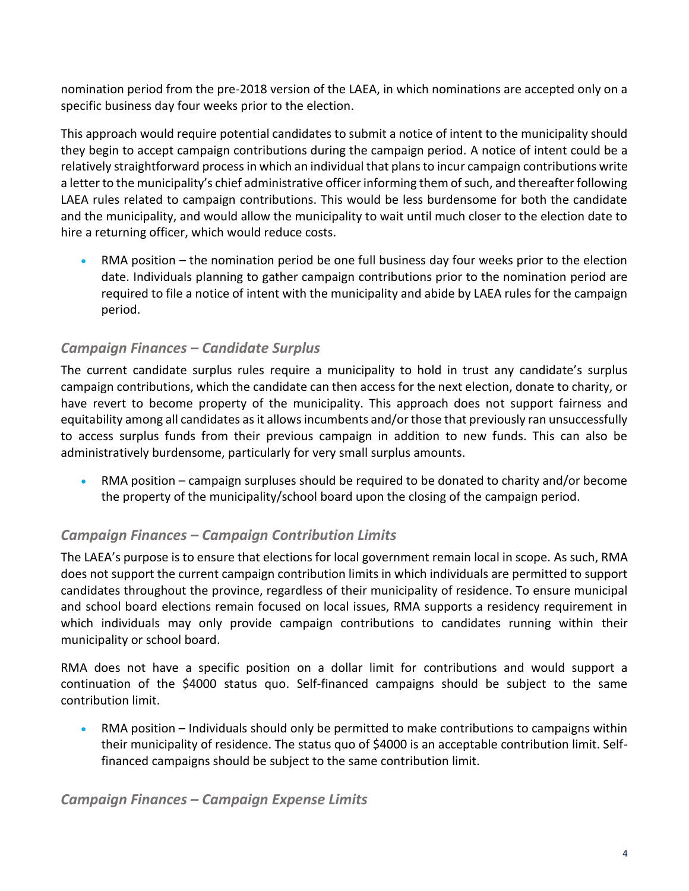nomination period from the pre-2018 version of the LAEA, in which nominations are accepted only on a specific business day four weeks prior to the election.

This approach would require potential candidates to submit a notice of intent to the municipality should they begin to accept campaign contributions during the campaign period. A notice of intent could be a relatively straightforward process in which an individual that plans to incur campaign contributions write a letter to the municipality's chief administrative officer informing them of such, and thereafter following LAEA rules related to campaign contributions. This would be less burdensome for both the candidate and the municipality, and would allow the municipality to wait until much closer to the election date to hire a returning officer, which would reduce costs.

- RMA position – the nomination period be one full business day four weeks prior to the election date. Individuals planning to gather campaign contributions prior to the nomination period are required to file a notice of intent with the municipality and abide by LAEA rules for the campaign period.

### *Campaign Finances – Candidate Surplus*

The current candidate surplus rules require a municipality to hold in trust any candidate's surplus campaign contributions, which the candidate can then access for the next election, donate to charity, or have revert to become property of the municipality. This approach does not support fairness and equitability among all candidates as it allows incumbents and/or those that previously ran unsuccessfully to access surplus funds from their previous campaign in addition to new funds. This can also be administratively burdensome, particularly for very small surplus amounts.

- RMA position – campaign surpluses should be required to be donated to charity and/or become the property of the municipality/school board upon the closing of the campaign period.

### *Campaign Finances – Campaign Contribution Limits*

The LAEA's purpose is to ensure that elections for local government remain local in scope. As such, RMA does not support the current campaign contribution limits in which individuals are permitted to support candidates throughout the province, regardless of their municipality of residence. To ensure municipal and school board elections remain focused on local issues, RMA supports a residency requirement in which individuals may only provide campaign contributions to candidates running within their municipality or school board.

RMA does not have a specific position on a dollar limit for contributions and would support a continuation of the $4000 status quo. Self-financed campaigns should be subject to the same contribution limit.

- RMA position – Individuals should only be permitted to make contributions to campaigns within their municipality of residence. The status quo of $4000 is an acceptable contribution limit. Self-financed campaigns should be subject to the same contribution limit.

### *Campaign Finances – Campaign Expense Limits*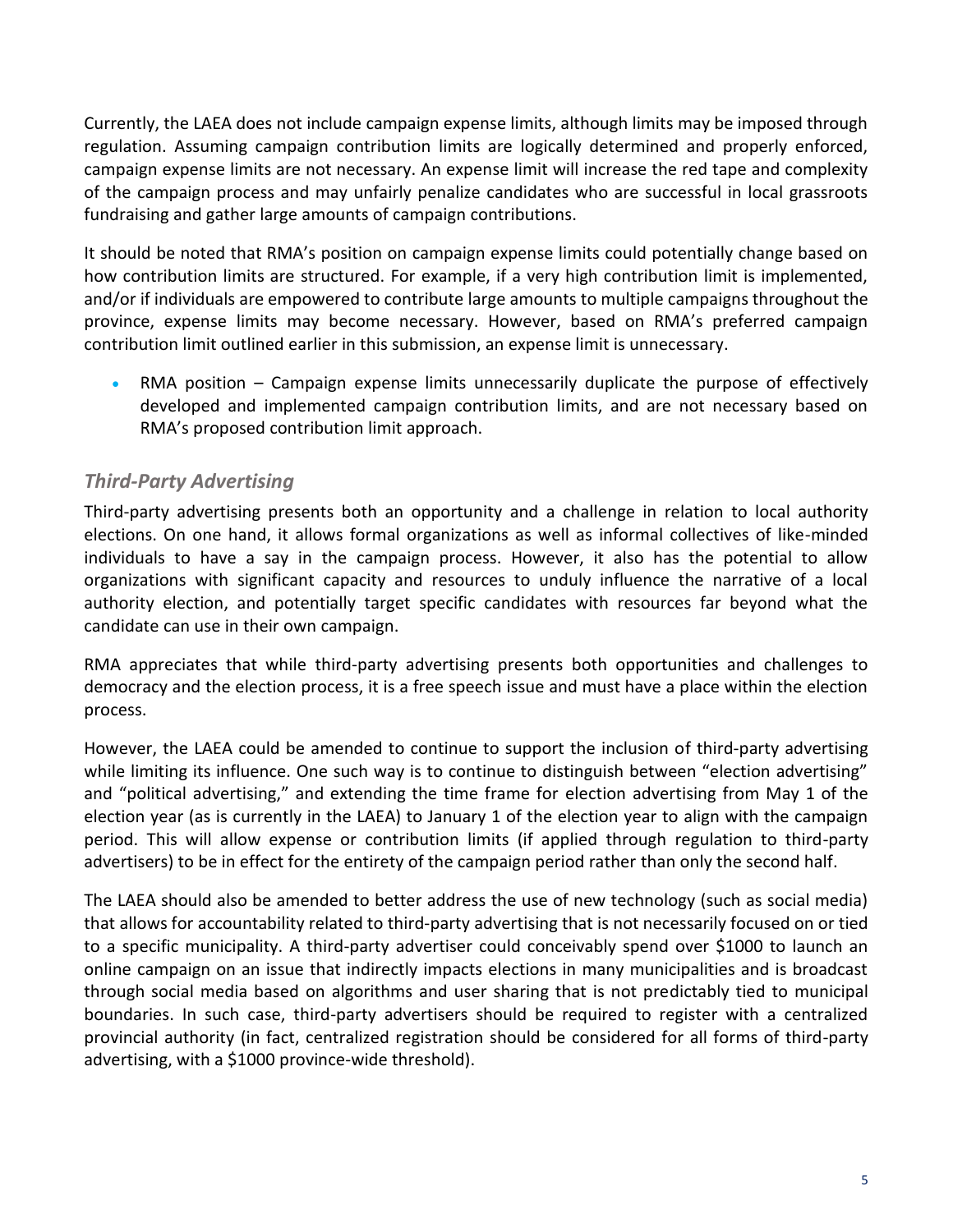Currently, the LAEA does not include campaign expense limits, although limits may be imposed through regulation. Assuming campaign contribution limits are logically determined and properly enforced, campaign expense limits are not necessary. An expense limit will increase the red tape and complexity of the campaign process and may unfairly penalize candidates who are successful in local grassroots fundraising and gather large amounts of campaign contributions.

It should be noted that RMA's position on campaign expense limits could potentially change based on how contribution limits are structured. For example, if a very high contribution limit is implemented, and/or if individuals are empowered to contribute large amounts to multiple campaigns throughout the province, expense limits may become necessary. However, based on RMA's preferred campaign contribution limit outlined earlier in this submission, an expense limit is unnecessary.

- RMA position – Campaign expense limits unnecessarily duplicate the purpose of effectively developed and implemented campaign contribution limits, and are not necessary based on RMA's proposed contribution limit approach.

### *Third-Party Advertising*

Third-party advertising presents both an opportunity and a challenge in relation to local authority elections. On one hand, it allows formal organizations as well as informal collectives of like-minded individuals to have a say in the campaign process. However, it also has the potential to allow organizations with significant capacity and resources to unduly influence the narrative of a local authority election, and potentially target specific candidates with resources far beyond what the candidate can use in their own campaign.

RMA appreciates that while third-party advertising presents both opportunities and challenges to democracy and the election process, it is a free speech issue and must have a place within the election process.

However, the LAEA could be amended to continue to support the inclusion of third-party advertising while limiting its influence. One such way is to continue to distinguish between "election advertising" and "political advertising," and extending the time frame for election advertising from May 1 of the election year (as is currently in the LAEA) to January 1 of the election year to align with the campaign period. This will allow expense or contribution limits (if applied through regulation to third-party advertisers) to be in effect for the entirety of the campaign period rather than only the second half.

The LAEA should also be amended to better address the use of new technology (such as social media) that allows for accountability related to third-party advertising that is not necessarily focused on or tied to a specific municipality. A third-party advertiser could conceivably spend over $1000 to launch an online campaign on an issue that indirectly impacts elections in many municipalities and is broadcast through social media based on algorithms and user sharing that is not predictably tied to municipal boundaries. In such case, third-party advertisers should be required to register with a centralized provincial authority (in fact, centralized registration should be considered for all forms of third-party advertising, with a $1000 province-wide threshold).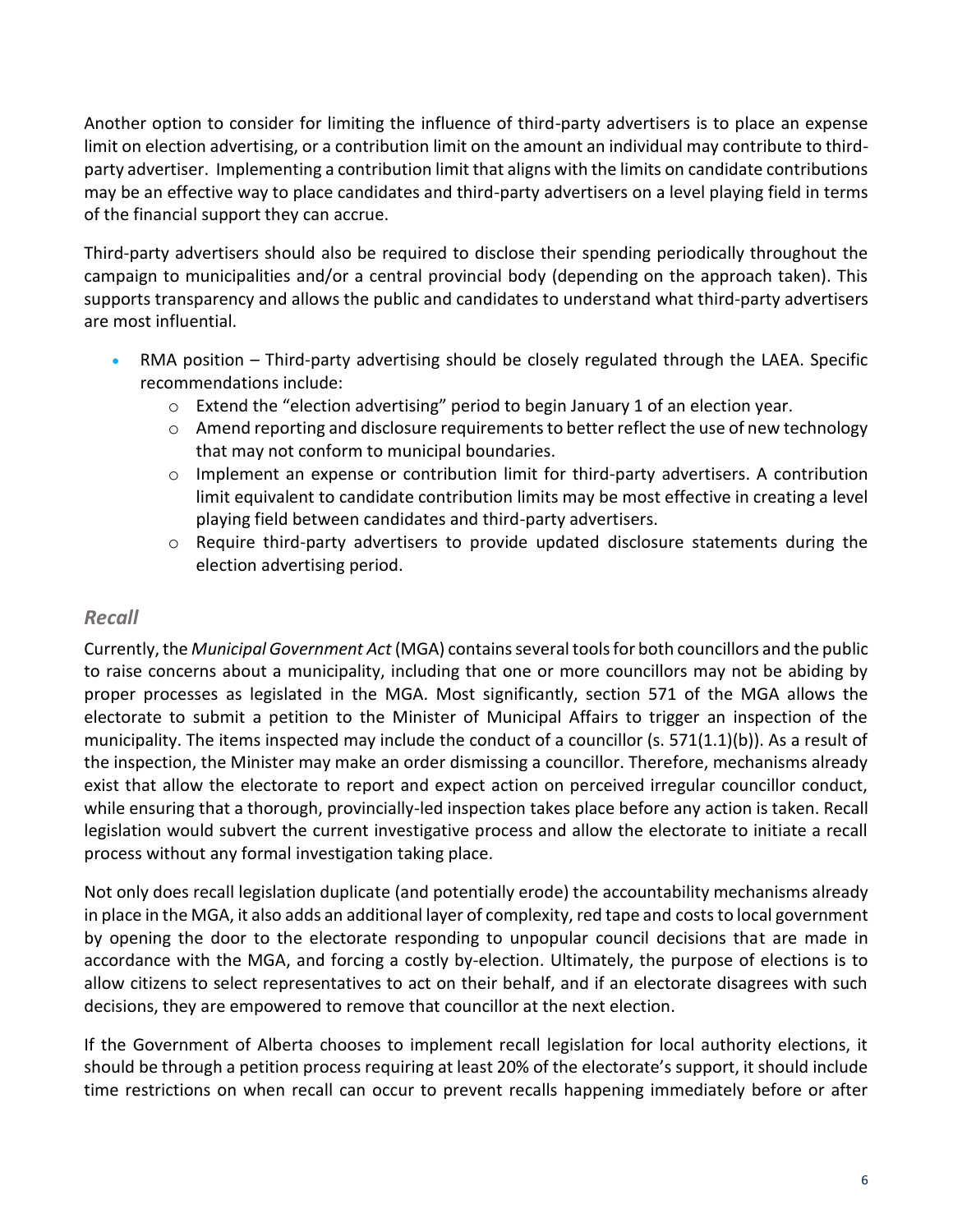Another option to consider for limiting the influence of third-party advertisers is to place an expense limit on election advertising, or a contribution limit on the amount an individual may contribute to third-party advertiser. Implementing a contribution limit that aligns with the limits on candidate contributions may be an effective way to place candidates and third-party advertisers on a level playing field in terms of the financial support they can accrue.

Third-party advertisers should also be required to disclose their spending periodically throughout the campaign to municipalities and/or a central provincial body (depending on the approach taken). This supports transparency and allows the public and candidates to understand what third-party advertisers are most influential.

- RMA position – Third-party advertising should be closely regulated through the LAEA. Specific recommendations include:
  - Extend the "election advertising" period to begin January 1 of an election year.
  - Amend reporting and disclosure requirements to better reflect the use of new technology that may not conform to municipal boundaries.
  - Implement an expense or contribution limit for third-party advertisers. A contribution limit equivalent to candidate contribution limits may be most effective in creating a level playing field between candidates and third-party advertisers.
  - Require third-party advertisers to provide updated disclosure statements during the election advertising period.

### *Recall*

Currently, the *Municipal Government Act* (MGA) contains several tools for both councillors and the public to raise concerns about a municipality, including that one or more councillors may not be abiding by proper processes as legislated in the MGA. Most significantly, section 571 of the MGA allows the electorate to submit a petition to the Minister of Municipal Affairs to trigger an inspection of the municipality. The items inspected may include the conduct of a councillor (s. 571(1.1)(b)). As a result of the inspection, the Minister may make an order dismissing a councillor. Therefore, mechanisms already exist that allow the electorate to report and expect action on perceived irregular councillor conduct, while ensuring that a thorough, provincially-led inspection takes place before any action is taken. Recall legislation would subvert the current investigative process and allow the electorate to initiate a recall process without any formal investigation taking place.

Not only does recall legislation duplicate (and potentially erode) the accountability mechanisms already in place in the MGA, it also adds an additional layer of complexity, red tape and costs to local government by opening the door to the electorate responding to unpopular council decisions that are made in accordance with the MGA, and forcing a costly by-election. Ultimately, the purpose of elections is to allow citizens to select representatives to act on their behalf, and if an electorate disagrees with such decisions, they are empowered to remove that councillor at the next election.

If the Government of Alberta chooses to implement recall legislation for local authority elections, it should be through a petition process requiring at least 20% of the electorate's support, it should include time restrictions on when recall can occur to prevent recalls happening immediately before or after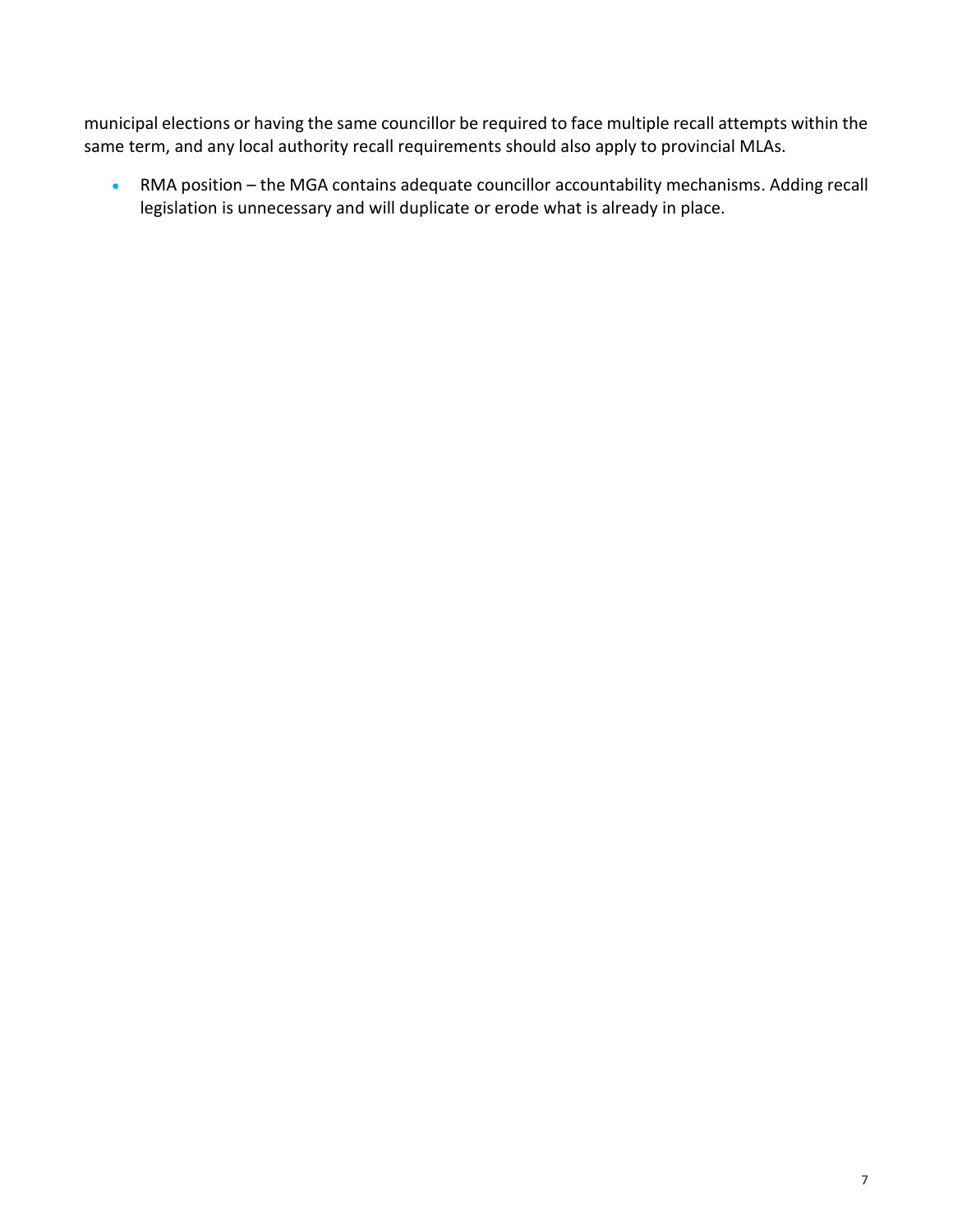municipal elections or having the same councillor be required to face multiple recall attempts within the same term, and any local authority recall requirements should also apply to provincial MLAs.

- RMA position – the MGA contains adequate councillor accountability mechanisms. Adding recall legislation is unnecessary and will duplicate or erode what is already in place.